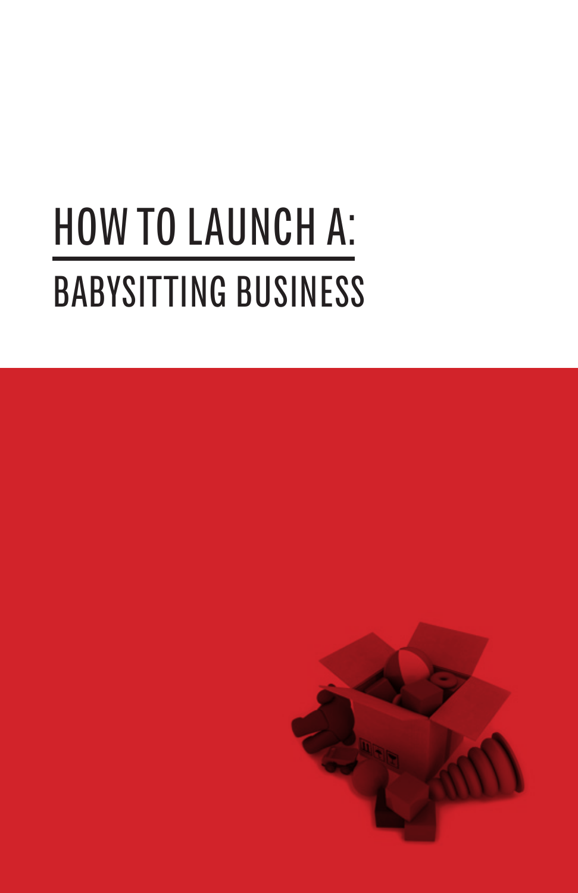# HOW TO LAUNCH A:

## BABYSITTING BUSINESS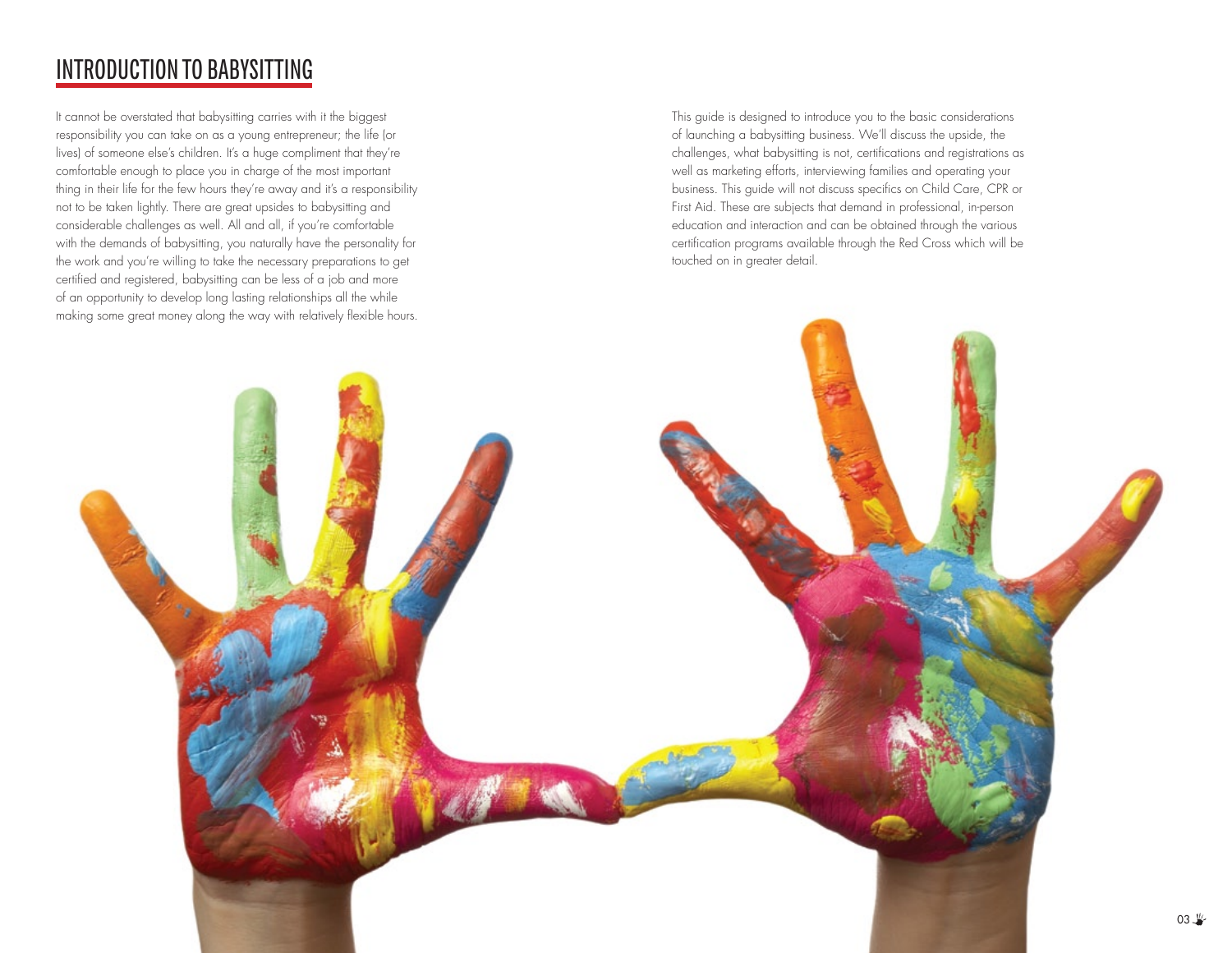# INTRODUCTION TO BABYSITTING

It cannot be overstated that babysitting carries with it the biggest responsibility you can take on as a young entrepreneur; the life (or lives) of someone else's children. It's a huge compliment that they're comfortable enough to place you in charge of the most important thing in their life for the few hours they're away and it's a responsibility not to be taken lightly. There are great upsides to babysitting and considerable challenges as well. All and all, if you're comfortable with the demands of babysitting, you naturally have the personality for the work and you're willing to take the necessary preparations to get certified and registered, babysitting can be less of a job and more of an opportunity to develop long lasting relationships all the while making some great money along the way with relatively flexible hours.

This guide is designed to introduce you to the basic considerations of launching a babysitting business. We'll discuss the upside, the challenges, what babysitting is not, certifications and registrations as well as marketing efforts, interviewing families and operating your business. This guide will not discuss specifics on Child Care, CPR or First Aid. These are subjects that demand in professional, in-person education and interaction and can be obtained through the various certification programs available through the Red Cross which will be touched on in greater detail.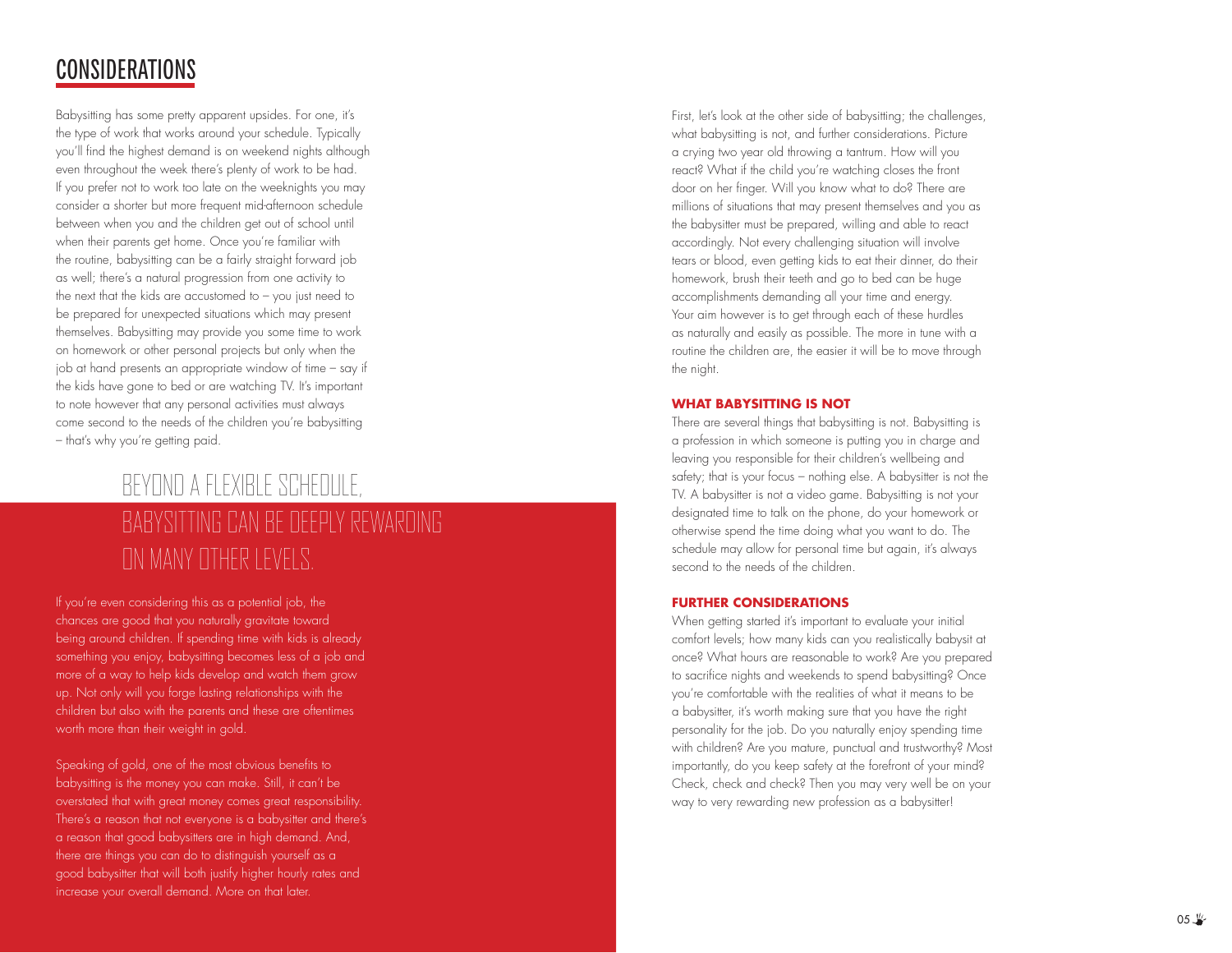## CONSIDERATIONS

Babysitting has some pretty apparent upsides. For one, it's the type of work that works around your schedule. Typically you'll find the highest demand is on weekend nights although even throughout the week there's plenty of work to be had. If you prefer not to work too late on the weeknights you may consider a shorter but more frequent mid-afternoon schedule between when you and the children get out of school until when their parents get home. Once you're familiar with the routine, babysitting can be a fairly straight forward job as well; there's a natural progression from one activity to the next that the kids are accustomed to – you just need to be prepared for unexpected situations which may present themselves. Babysitting may provide you some time to work on homework or other personal projects but only when the job at hand presents an appropriate window of time – say if the kids have gone to bed or are watching TV. It's important to note however that any personal activities must always come second to the needs of the children you're babysitting – that's why you're getting paid.

### BEYOND A FLEXIBLE SCHEDULE, BABYSITTING CAN BE DEEPLY REWARDING ON MANY OTHER LEVELS.

If you're even considering this as a potential job, the chances are good that you naturally gravitate toward being around children. If spending time with kids is already something you enjoy, babysitting becomes less of a job and more of a way to help kids develop and watch them grow up. Not only will you forge lasting relationships with the children but also with the parents and these are oftentimes worth more than their weight in gold.

Speaking of gold, one of the most obvious benefits to babysitting is the money you can make. Still, it can't be overstated that with great money comes great responsibility. There's a reason that not everyone is a babysitter and there's a reason that good babysitters are in high demand. And, there are things you can do to distinguish yourself as a good babysitter that will both justify higher hourly rates and increase your overall demand. More on that later.

First, let's look at the other side of babysitting; the challenges, what babysitting is not, and further considerations. Picture a crying two year old throwing a tantrum. How will you react? What if the child you're watching closes the front door on her finger. Will you know what to do? There are millions of situations that may present themselves and you as the babysitter must be prepared, willing and able to react accordingly. Not every challenging situation will involve tears or blood, even getting kids to eat their dinner, do their homework, brush their teeth and go to bed can be huge accomplishments demanding all your time and energy. Your aim however is to get through each of these hurdles as naturally and easily as possible. The more in tune with a routine the children are, the easier it will be to move through the night.

**WHAT BABYSITTING IS NOT**

There are several things that babysitting is not. Babysitting is a profession in which someone is putting you in charge and leaving you responsible for their children's wellbeing and safety; that is your focus – nothing else. A babysitter is not the TV. A babysitter is not a video game. Babysitting is not your designated time to talk on the phone, do your homework or otherwise spend the time doing what you want to do. The schedule may allow for personal time but again, it's always second to the needs of the children.

**FURTHER CONSIDERATIONS**

When getting started it's important to evaluate your initial comfort levels; how many kids can you realistically babysit at once? What hours are reasonable to work? Are you prepared to sacrifice nights and weekends to spend babysitting? Once you're comfortable with the realities of what it means to be a babysitter, it's worth making sure that you have the right personality for the job. Do you naturally enjoy spending time with children? Are you mature, punctual and trustworthy? Most importantly, do you keep safety at the forefront of your mind? Check, check and check? Then you may very well be on your way to very rewarding new profession as a babysitter!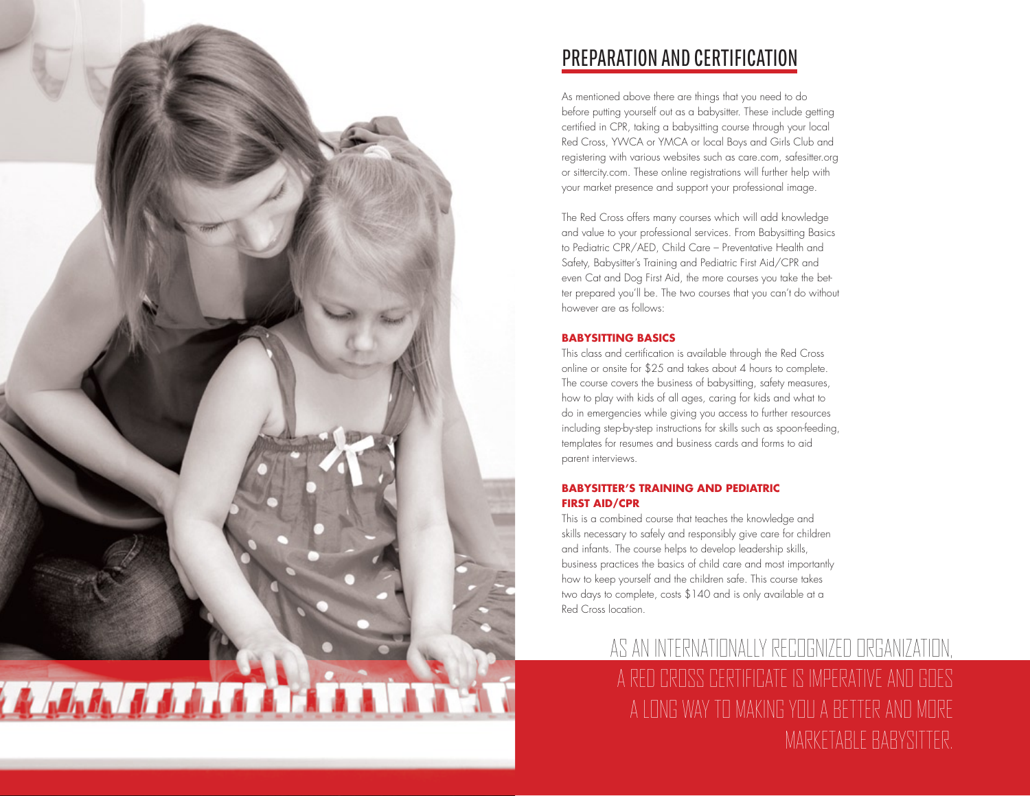## PREPARATION AND CERTIFICATION

As mentioned above there are things that you need to do before putting yourself out as a babysitter. These include getting certified in CPR, taking a babysitting course through your local Red Cross, YWCA or YMCA or local Boys and Girls Club and registering with various websites such as care.com, safesitter.org or sittercity.com. These online registrations will further help with your market presence and support your professional image.

The Red Cross offers many courses which will add knowledge and value to your professional services. From Babysitting Basics to Pediatric CPR/AED, Child Care – Preventative Health and Safety, Babysitter's Training and Pediatric First Aid/CPR and even Cat and Dog First Aid, the more courses you take the better prepared you'll be. The two courses that you can't do without however are as follows:

**BABYSITTING BASICS**

This class and certification is available through the Red Cross online or onsite for $25 and takes about 4 hours to complete. The course covers the business of babysitting, safety measures, how to play with kids of all ages, caring for kids and what to do in emergencies while giving you access to further resources including step-by-step instructions for skills such as spoon-feeding, templates for resumes and business cards and forms to aid parent interviews.

**BABYSITTER'S TRAINING AND PEDIATRIC FIRST AID/CPR**

This is a combined course that teaches the knowledge and skills necessary to safely and responsibly give care for children and infants. The course helps to develop leadership skills, business practices the basics of child care and most importantly how to keep yourself and the children safe. This course takes two days to complete, costs $140 and is only available at a Red Cross location.

AS AN INTERNATIONALLY RECOGNIZED ORGANIZATION, A RED CROSS CERTIFICATE IS IMPERATIVE AND GOES A LONG WAY TO MAKING YOU A BETTER AND MORE MARKETABLE BABYSITTER.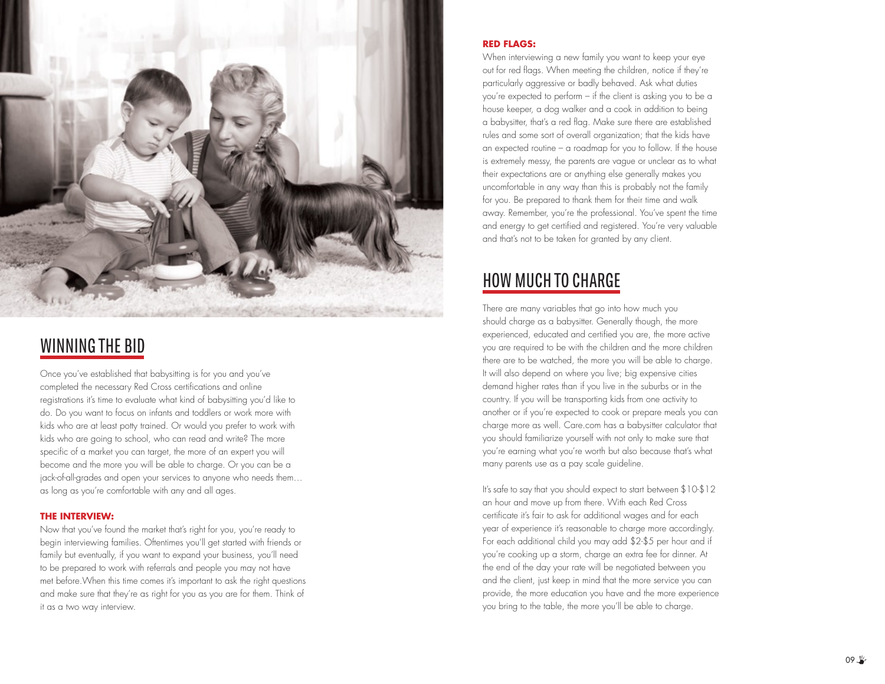## WINNING THE BID

Once you've established that babysitting is for you and you've completed the necessary Red Cross certifications and online registrations it's time to evaluate what kind of babysitting you'd like to do. Do you want to focus on infants and toddlers or work more with kids who are at least potty trained. Or would you prefer to work with kids who are going to school, who can read and write? The more specific of a market you can target, the more of an expert you will become and the more you will be able to charge. Or you can be a jack-of-all-grades and open your services to anyone who needs them… as long as you're comfortable with any and all ages.

**THE INTERVIEW:**

Now that you've found the market that's right for you, you're ready to begin interviewing families. Oftentimes you'll get started with friends or family but eventually, if you want to expand your business, you'll need to be prepared to work with referrals and people you may not have met before.When this time comes it's important to ask the right questions and make sure that they're as right for you as you are for them. Think of it as a two way interview.

**RED FLAGS:**

When interviewing a new family you want to keep your eye out for red flags. When meeting the children, notice if they're particularly aggressive or badly behaved. Ask what duties you're expected to perform – if the client is asking you to be a house keeper, a dog walker and a cook in addition to being a babysitter, that's a red flag. Make sure there are established rules and some sort of overall organization; that the kids have an expected routine – a roadmap for you to follow. If the house is extremely messy, the parents are vague or unclear as to what their expectations are or anything else generally makes you uncomfortable in any way than this is probably not the family for you. Be prepared to thank them for their time and walk away. Remember, you're the professional. You've spent the time and energy to get certified and registered. You're very valuable and that's not to be taken for granted by any client.

## HOW MUCH TO CHARGE

There are many variables that go into how much you should charge as a babysitter. Generally though, the more experienced, educated and certified you are, the more active you are required to be with the children and the more children there are to be watched, the more you will be able to charge. It will also depend on where you live; big expensive cities demand higher rates than if you live in the suburbs or in the country. If you will be transporting kids from one activity to another or if you're expected to cook or prepare meals you can charge more as well. Care.com has a babysitter calculator that you should familiarize yourself with not only to make sure that you're earning what you're worth but also because that's what many parents use as a pay scale guideline.

It's safe to say that you should expect to start between $10-$12 an hour and move up from there. With each Red Cross certificate it's fair to ask for additional wages and for each year of experience it's reasonable to charge more accordingly. For each additional child you may add $2-$5 per hour and if you're cooking up a storm, charge an extra fee for dinner. At the end of the day your rate will be negotiated between you and the client, just keep in mind that the more service you can provide, the more education you have and the more experience you bring to the table, the more you'll be able to charge.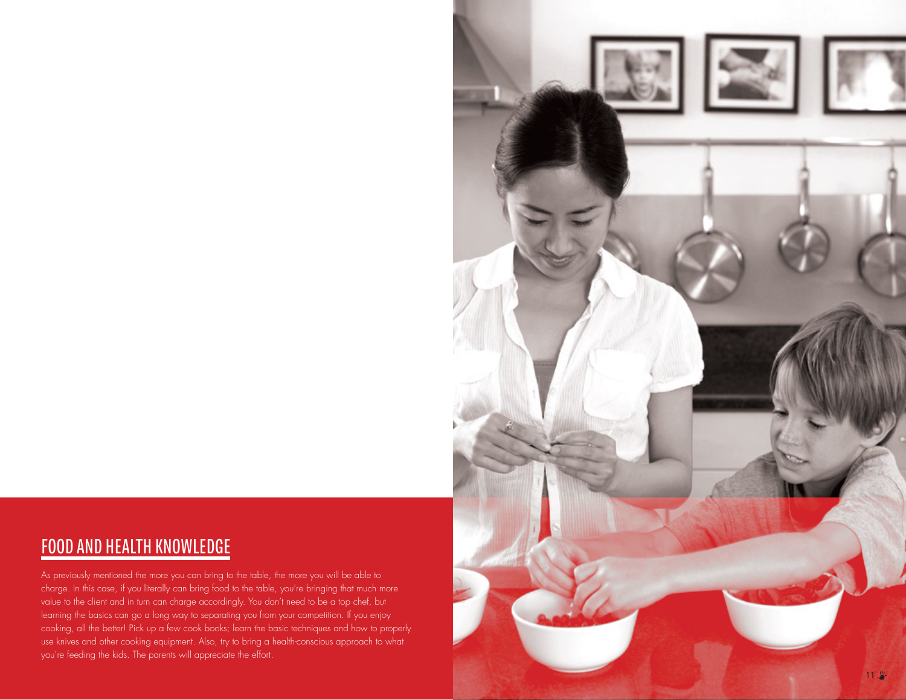## FOOD AND HEALTH KNOWLEDGE

As previously mentioned the more you can bring to the table, the more you will be able to charge. In this case, if you literally can bring food to the table, you're bringing that much more value to the client and in turn can charge accordingly. You don't need to be a top chef, but learning the basics can go a long way to separating you from your competition. If you enjoy cooking, all the better! Pick up a few cook books; learn the basic techniques and how to properly use knives and other cooking equipment. Also, try to bring a health-conscious approach to what you're feeding the kids. The parents will appreciate the effort.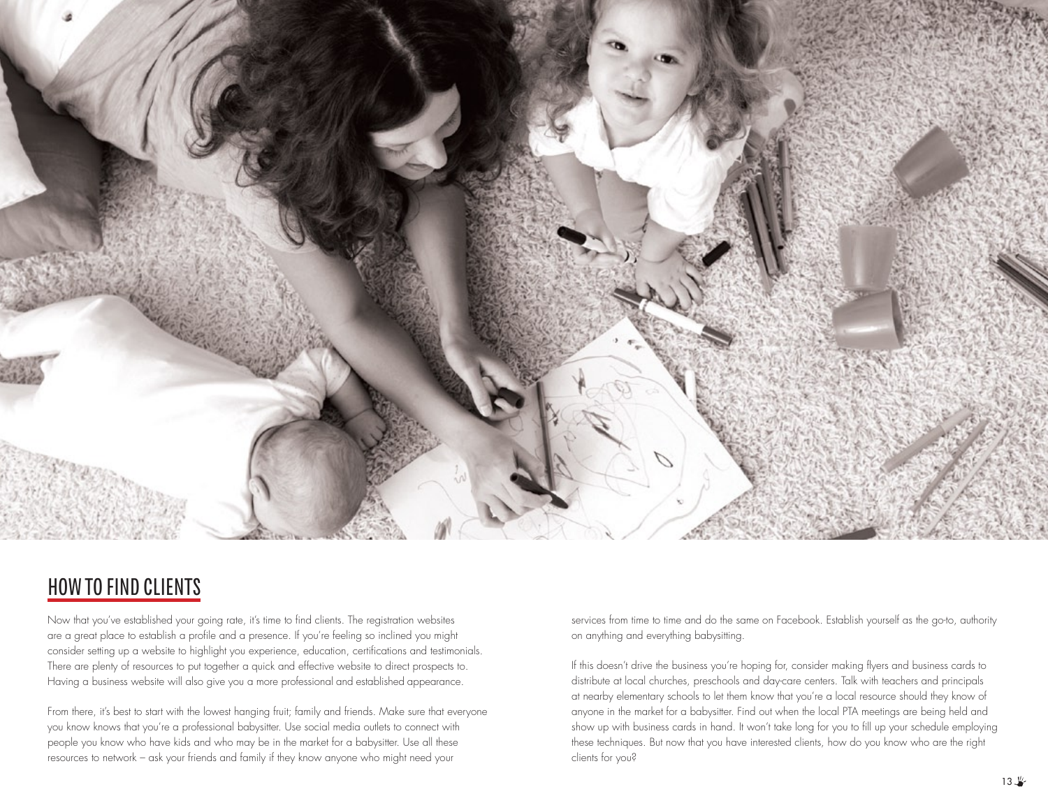## HOW TO FIND CLIENTS

Now that you've established your going rate, it's time to find clients. The registration websites are a great place to establish a profile and a presence. If you're feeling so inclined you might consider setting up a website to highlight you experience, education, certifications and testimonials. There are plenty of resources to put together a quick and effective website to direct prospects to. Having a business website will also give you a more professional and established appearance.

From there, it's best to start with the lowest hanging fruit; family and friends. Make sure that everyone you know knows that you're a professional babysitter. Use social media outlets to connect with people you know who have kids and who may be in the market for a babysitter. Use all these resources to network – ask your friends and family if they know anyone who might need your services from time to time and do the same on Facebook. Establish yourself as the go-to, authority on anything and everything babysitting.

If this doesn't drive the business you're hoping for, consider making flyers and business cards to distribute at local churches, preschools and day-care centers. Talk with teachers and principals at nearby elementary schools to let them know that you're a local resource should they know of anyone in the market for a babysitter. Find out when the local PTA meetings are being held and show up with business cards in hand. It won't take long for you to fill up your schedule employing these techniques. But now that you have interested clients, how do you know who are the right clients for you?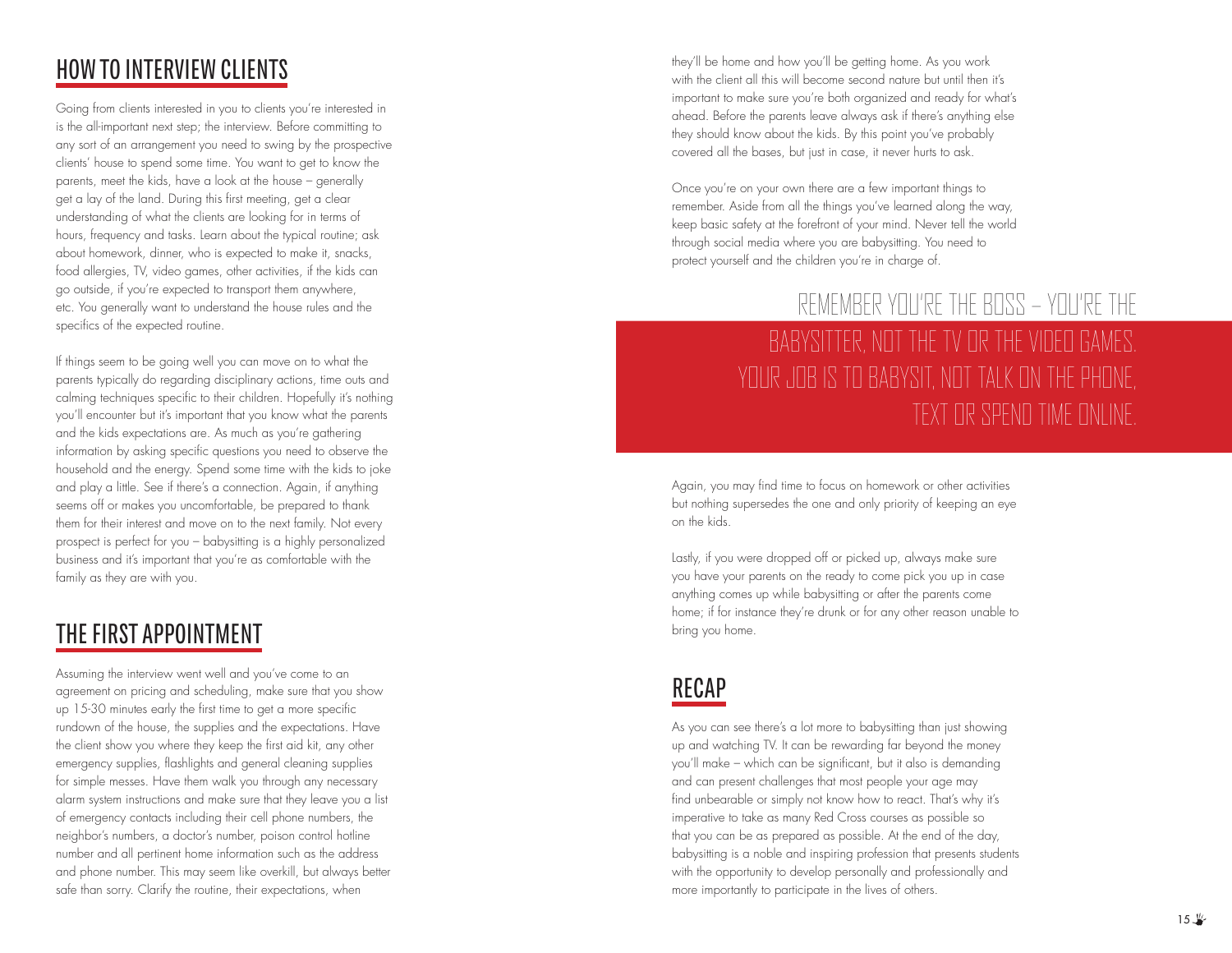## HOW TO INTERVIEW CLIENTS

Going from clients interested in you to clients you're interested in is the all-important next step; the interview. Before committing to any sort of an arrangement you need to swing by the prospective clients' house to spend some time. You want to get to know the parents, meet the kids, have a look at the house – generally get a lay of the land. During this first meeting, get a clear understanding of what the clients are looking for in terms of hours, frequency and tasks. Learn about the typical routine; ask about homework, dinner, who is expected to make it, snacks, food allergies, TV, video games, other activities, if the kids can go outside, if you're expected to transport them anywhere, etc. You generally want to understand the house rules and the specifics of the expected routine.

If things seem to be going well you can move on to what the parents typically do regarding disciplinary actions, time outs and calming techniques specific to their children. Hopefully it's nothing you'll encounter but it's important that you know what the parents and the kids expectations are. As much as you're gathering information by asking specific questions you need to observe the household and the energy. Spend some time with the kids to joke and play a little. See if there's a connection. Again, if anything seems off or makes you uncomfortable, be prepared to thank them for their interest and move on to the next family. Not every prospect is perfect for you – babysitting is a highly personalized business and it's important that you're as comfortable with the family as they are with you.

## THE FIRST APPOINTMENT

Assuming the interview went well and you've come to an agreement on pricing and scheduling, make sure that you show up 15-30 minutes early the first time to get a more specific rundown of the house, the supplies and the expectations. Have the client show you where they keep the first aid kit, any other emergency supplies, flashlights and general cleaning supplies for simple messes. Have them walk you through any necessary alarm system instructions and make sure that they leave you a list of emergency contacts including their cell phone numbers, the neighbor's numbers, a doctor's number, poison control hotline number and all pertinent home information such as the address and phone number. This may seem like overkill, but always better safe than sorry. Clarify the routine, their expectations, when they'll be home and how you'll be getting home. As you work with the client all this will become second nature but until then it's important to make sure you're both organized and ready for what's ahead. Before the parents leave always ask if there's anything else they should know about the kids. By this point you've probably covered all the bases, but just in case, it never hurts to ask.

Once you're on your own there are a few important things to remember. Aside from all the things you've learned along the way, keep basic safety at the forefront of your mind. Never tell the world through social media where you are babysitting. You need to protect yourself and the children you're in charge of.

REMEMBER YOU'RE THE BOSS – YOU'RE THE BABYSITTER, NOT THE TV OR THE VIDEO GAMES. YOUR JOB IS TO BABYSIT, NOT TALK ON THE PHONE, TEXT OR SPEND TIME ONLINE.

Again, you may find time to focus on homework or other activities but nothing supersedes the one and only priority of keeping an eye on the kids.

Lastly, if you were dropped off or picked up, always make sure you have your parents on the ready to come pick you up in case anything comes up while babysitting or after the parents come home; if for instance they're drunk or for any other reason unable to bring you home.

## RECAP

As you can see there's a lot more to babysitting than just showing up and watching TV. It can be rewarding far beyond the money you'll make – which can be significant, but it also is demanding and can present challenges that most people your age may find unbearable or simply not know how to react. That's why it's imperative to take as many Red Cross courses as possible so that you can be as prepared as possible. At the end of the day, babysitting is a noble and inspiring profession that presents students with the opportunity to develop personally and professionally and more importantly to participate in the lives of others.